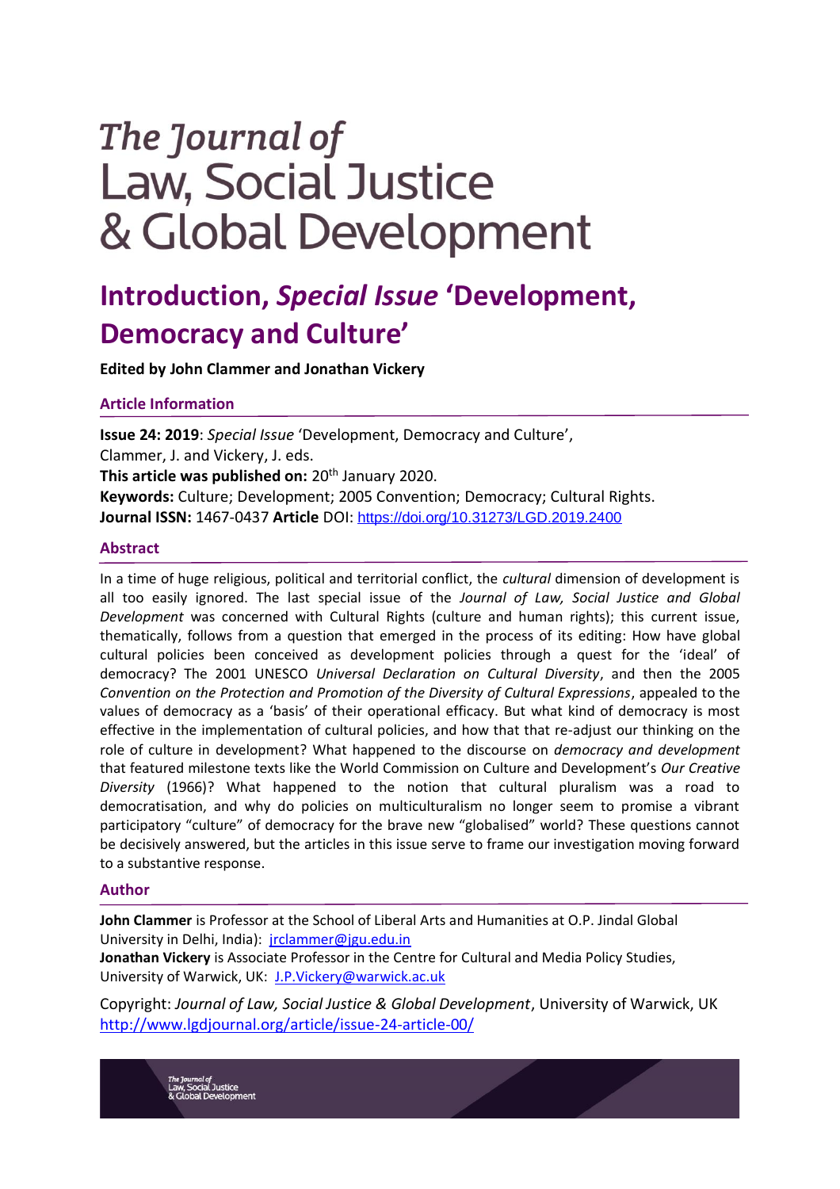# The Journal of Law, Social Justice & Global Development

## Introduction, *Special Issue* 'Development, Democracy and Culture'

**Edited by John Clammer and Jonathan Vickery**

### Article Information

**Issue 24: 2019**: *Special Issue* 'Development, Democracy and Culture', Clammer, J. and Vickery, J. eds.
**This article was published on:** 20th January 2020.
**Keywords:** Culture; Development; 2005 Convention; Democracy; Cultural Rights.
**Journal ISSN:** 1467-0437 **Article** DOI: https://doi.org/10.31273/LGD.2019.2400

### Abstract

In a time of huge religious, political and territorial conflict, the *cultural* dimension of development is all too easily ignored. The last special issue of the *Journal of Law, Social Justice and Global Development* was concerned with Cultural Rights (culture and human rights); this current issue, thematically, follows from a question that emerged in the process of its editing: How have global cultural policies been conceived as development policies through a quest for the 'ideal' of democracy? The 2001 UNESCO *Universal Declaration on Cultural Diversity*, and then the 2005 *Convention on the Protection and Promotion of the Diversity of Cultural Expressions*, appealed to the values of democracy as a 'basis' of their operational efficacy. But what kind of democracy is most effective in the implementation of cultural policies, and how that that re-adjust our thinking on the role of culture in development? What happened to the discourse on *democracy and development* that featured milestone texts like the World Commission on Culture and Development's *Our Creative Diversity* (1966)? What happened to the notion that cultural pluralism was a road to democratisation, and why do policies on multiculturalism no longer seem to promise a vibrant participatory "culture" of democracy for the brave new "globalised" world? These questions cannot be decisively answered, but the articles in this issue serve to frame our investigation moving forward to a substantive response.

### Author

**John Clammer** is Professor at the School of Liberal Arts and Humanities at O.P. Jindal Global University in Delhi, India): jrclammer@jgu.edu.in
**Jonathan Vickery** is Associate Professor in the Centre for Cultural and Media Policy Studies, University of Warwick, UK: J.P.Vickery@warwick.ac.uk

Copyright: *Journal of Law, Social Justice & Global Development*, University of Warwick, UK
http://www.lgdjournal.org/article/issue-24-article-00/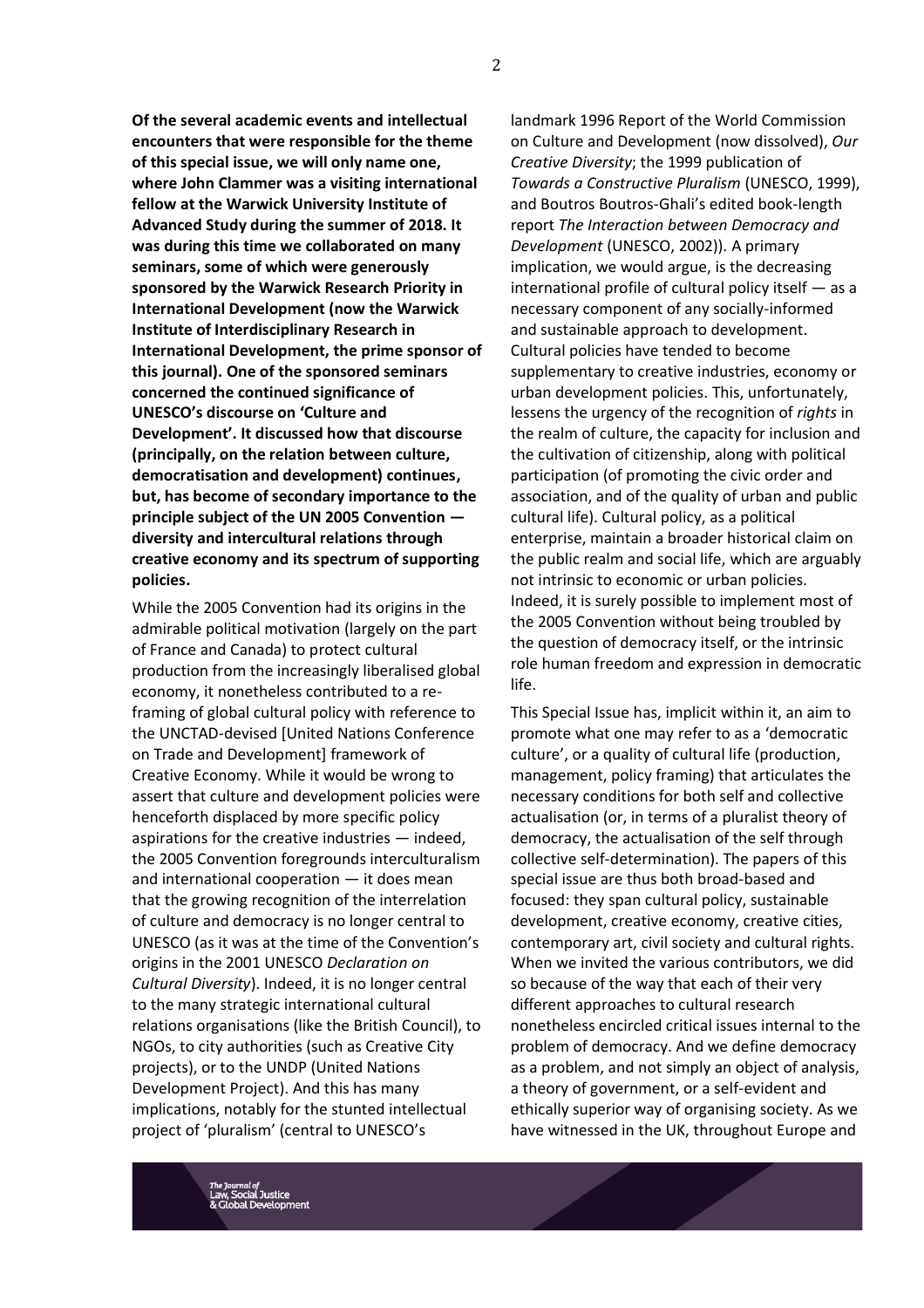**Of the several academic events and intellectual encounters that were responsible for the theme of this special issue, we will only name one, where John Clammer was a visiting international fellow at the Warwick University Institute of Advanced Study during the summer of 2018. It was during this time we collaborated on many seminars, some of which were generously sponsored by the Warwick Research Priority in International Development (now the Warwick Institute of Interdisciplinary Research in International Development, the prime sponsor of this journal). One of the sponsored seminars concerned the continued significance of UNESCO's discourse on 'Culture and Development'. It discussed how that discourse (principally, on the relation between culture, democratisation and development) continues, but, has become of secondary importance to the principle subject of the UN 2005 Convention — diversity and intercultural relations through creative economy and its spectrum of supporting policies.**

While the 2005 Convention had its origins in the admirable political motivation (largely on the part of France and Canada) to protect cultural production from the increasingly liberalised global economy, it nonetheless contributed to a re-framing of global cultural policy with reference to the UNCTAD-devised [United Nations Conference on Trade and Development] framework of Creative Economy. While it would be wrong to assert that culture and development policies were henceforth displaced by more specific policy aspirations for the creative industries — indeed, the 2005 Convention foregrounds interculturalism and international cooperation — it does mean that the growing recognition of the interrelation of culture and democracy is no longer central to UNESCO (as it was at the time of the Convention's origins in the 2001 UNESCO *Declaration on Cultural Diversity*). Indeed, it is no longer central to the many strategic international cultural relations organisations (like the British Council), to NGOs, to city authorities (such as Creative City projects), or to the UNDP (United Nations Development Project). And this has many implications, notably for the stunted intellectual project of 'pluralism' (central to UNESCO's landmark 1996 Report of the World Commission on Culture and Development (now dissolved), *Our Creative Diversity*; the 1999 publication of *Towards a Constructive Pluralism* (UNESCO, 1999), and Boutros Boutros-Ghali's edited book-length report *The Interaction between Democracy and Development* (UNESCO, 2002)). A primary implication, we would argue, is the decreasing international profile of cultural policy itself — as a necessary component of any socially-informed and sustainable approach to development. Cultural policies have tended to become supplementary to creative industries, economy or urban development policies. This, unfortunately, lessens the urgency of the recognition of *rights* in the realm of culture, the capacity for inclusion and the cultivation of citizenship, along with political participation (of promoting the civic order and association, and of the quality of urban and public cultural life). Cultural policy, as a political enterprise, maintain a broader historical claim on the public realm and social life, which are arguably not intrinsic to economic or urban policies. Indeed, it is surely possible to implement most of the 2005 Convention without being troubled by the question of democracy itself, or the intrinsic role human freedom and expression in democratic life.

This Special Issue has, implicit within it, an aim to promote what one may refer to as a 'democratic culture', or a quality of cultural life (production, management, policy framing) that articulates the necessary conditions for both self and collective actualisation (or, in terms of a pluralist theory of democracy, the actualisation of the self through collective self-determination). The papers of this special issue are thus both broad-based and focused: they span cultural policy, sustainable development, creative economy, creative cities, contemporary art, civil society and cultural rights. When we invited the various contributors, we did so because of the way that each of their very different approaches to cultural research nonetheless encircled critical issues internal to the problem of democracy. And we define democracy as a problem, and not simply an object of analysis, a theory of government, or a self-evident and ethically superior way of organising society. As we have witnessed in the UK, throughout Europe and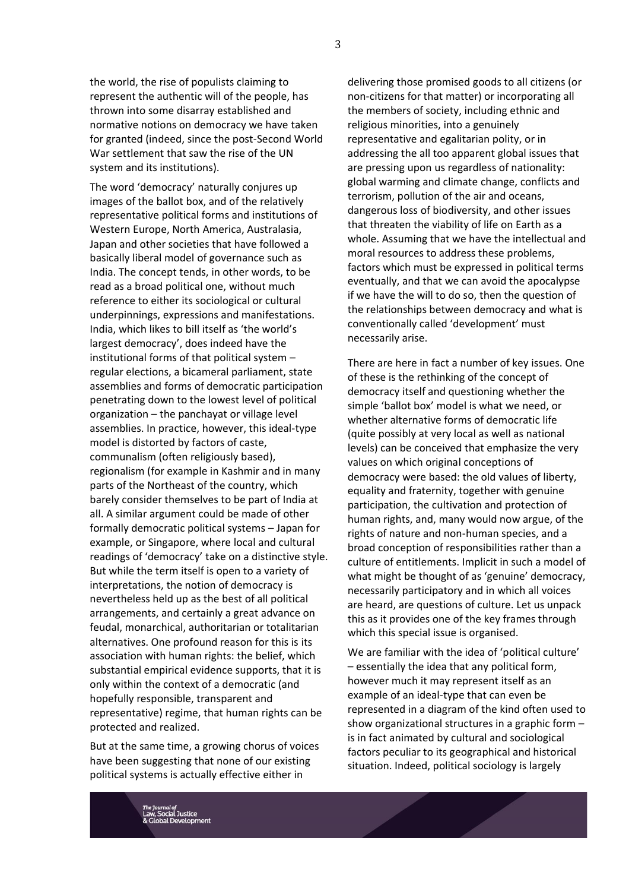the world, the rise of populists claiming to represent the authentic will of the people, has thrown into some disarray established and normative notions on democracy we have taken for granted (indeed, since the post-Second World War settlement that saw the rise of the UN system and its institutions).

The word 'democracy' naturally conjures up images of the ballot box, and of the relatively representative political forms and institutions of Western Europe, North America, Australasia, Japan and other societies that have followed a basically liberal model of governance such as India. The concept tends, in other words, to be read as a broad political one, without much reference to either its sociological or cultural underpinnings, expressions and manifestations. India, which likes to bill itself as 'the world's largest democracy', does indeed have the institutional forms of that political system – regular elections, a bicameral parliament, state assemblies and forms of democratic participation penetrating down to the lowest level of political organization – the panchayat or village level assemblies. In practice, however, this ideal-type model is distorted by factors of caste, communalism (often religiously based), regionalism (for example in Kashmir and in many parts of the Northeast of the country, which barely consider themselves to be part of India at all. A similar argument could be made of other formally democratic political systems – Japan for example, or Singapore, where local and cultural readings of 'democracy' take on a distinctive style. But while the term itself is open to a variety of interpretations, the notion of democracy is nevertheless held up as the best of all political arrangements, and certainly a great advance on feudal, monarchical, authoritarian or totalitarian alternatives. One profound reason for this is its association with human rights: the belief, which substantial empirical evidence supports, that it is only within the context of a democratic (and hopefully responsible, transparent and representative) regime, that human rights can be protected and realized.

But at the same time, a growing chorus of voices have been suggesting that none of our existing political systems is actually effective either in delivering those promised goods to all citizens (or non-citizens for that matter) or incorporating all the members of society, including ethnic and religious minorities, into a genuinely representative and egalitarian polity, or in addressing the all too apparent global issues that are pressing upon us regardless of nationality: global warming and climate change, conflicts and terrorism, pollution of the air and oceans, dangerous loss of biodiversity, and other issues that threaten the viability of life on Earth as a whole. Assuming that we have the intellectual and moral resources to address these problems, factors which must be expressed in political terms eventually, and that we can avoid the apocalypse if we have the will to do so, then the question of the relationships between democracy and what is conventionally called 'development' must necessarily arise.

There are here in fact a number of key issues. One of these is the rethinking of the concept of democracy itself and questioning whether the simple 'ballot box' model is what we need, or whether alternative forms of democratic life (quite possibly at very local as well as national levels) can be conceived that emphasize the very values on which original conceptions of democracy were based: the old values of liberty, equality and fraternity, together with genuine participation, the cultivation and protection of human rights, and, many would now argue, of the rights of nature and non-human species, and a broad conception of responsibilities rather than a culture of entitlements. Implicit in such a model of what might be thought of as 'genuine' democracy, necessarily participatory and in which all voices are heard, are questions of culture. Let us unpack this as it provides one of the key frames through which this special issue is organised.

We are familiar with the idea of 'political culture' – essentially the idea that any political form, however much it may represent itself as an example of an ideal-type that can even be represented in a diagram of the kind often used to show organizational structures in a graphic form – is in fact animated by cultural and sociological factors peculiar to its geographical and historical situation. Indeed, political sociology is largely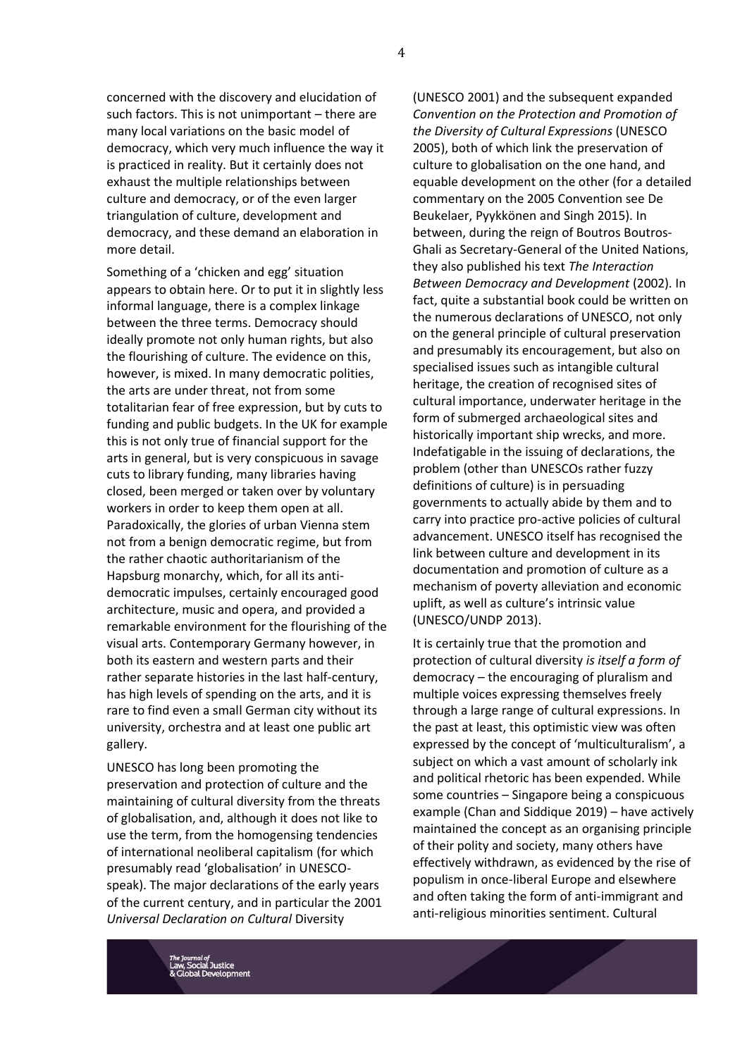concerned with the discovery and elucidation of such factors. This is not unimportant – there are many local variations on the basic model of democracy, which very much influence the way it is practiced in reality. But it certainly does not exhaust the multiple relationships between culture and democracy, or of the even larger triangulation of culture, development and democracy, and these demand an elaboration in more detail.

Something of a 'chicken and egg' situation appears to obtain here. Or to put it in slightly less informal language, there is a complex linkage between the three terms. Democracy should ideally promote not only human rights, but also the flourishing of culture. The evidence on this, however, is mixed. In many democratic polities, the arts are under threat, not from some totalitarian fear of free expression, but by cuts to funding and public budgets. In the UK for example this is not only true of financial support for the arts in general, but is very conspicuous in savage cuts to library funding, many libraries having closed, been merged or taken over by voluntary workers in order to keep them open at all. Paradoxically, the glories of urban Vienna stem not from a benign democratic regime, but from the rather chaotic authoritarianism of the Hapsburg monarchy, which, for all its anti-democratic impulses, certainly encouraged good architecture, music and opera, and provided a remarkable environment for the flourishing of the visual arts. Contemporary Germany however, in both its eastern and western parts and their rather separate histories in the last half-century, has high levels of spending on the arts, and it is rare to find even a small German city without its university, orchestra and at least one public art gallery.

UNESCO has long been promoting the preservation and protection of culture and the maintaining of cultural diversity from the threats of globalisation, and, although it does not like to use the term, from the homogensing tendencies of international neoliberal capitalism (for which presumably read 'globalisation' in UNESCO-speak). The major declarations of the early years of the current century, and in particular the 2001 *Universal Declaration on Cultural* Diversity (UNESCO 2001) and the subsequent expanded *Convention on the Protection and Promotion of the Diversity of Cultural Expressions* (UNESCO 2005), both of which link the preservation of culture to globalisation on the one hand, and equable development on the other (for a detailed commentary on the 2005 Convention see De Beukelaer, Pyykkönen and Singh 2015). In between, during the reign of Boutros Boutros-Ghali as Secretary-General of the United Nations, they also published his text *The Interaction Between Democracy and Development* (2002). In fact, quite a substantial book could be written on the numerous declarations of UNESCO, not only on the general principle of cultural preservation and presumably its encouragement, but also on specialised issues such as intangible cultural heritage, the creation of recognised sites of cultural importance, underwater heritage in the form of submerged archaeological sites and historically important ship wrecks, and more. Indefatigable in the issuing of declarations, the problem (other than UNESCOs rather fuzzy definitions of culture) is in persuading governments to actually abide by them and to carry into practice pro-active policies of cultural advancement. UNESCO itself has recognised the link between culture and development in its documentation and promotion of culture as a mechanism of poverty alleviation and economic uplift, as well as culture's intrinsic value (UNESCO/UNDP 2013).

It is certainly true that the promotion and protection of cultural diversity *is itself a form of* democracy – the encouraging of pluralism and multiple voices expressing themselves freely through a large range of cultural expressions. In the past at least, this optimistic view was often expressed by the concept of 'multiculturalism', a subject on which a vast amount of scholarly ink and political rhetoric has been expended. While some countries – Singapore being a conspicuous example (Chan and Siddique 2019) – have actively maintained the concept as an organising principle of their polity and society, many others have effectively withdrawn, as evidenced by the rise of populism in once-liberal Europe and elsewhere and often taking the form of anti-immigrant and anti-religious minorities sentiment. Cultural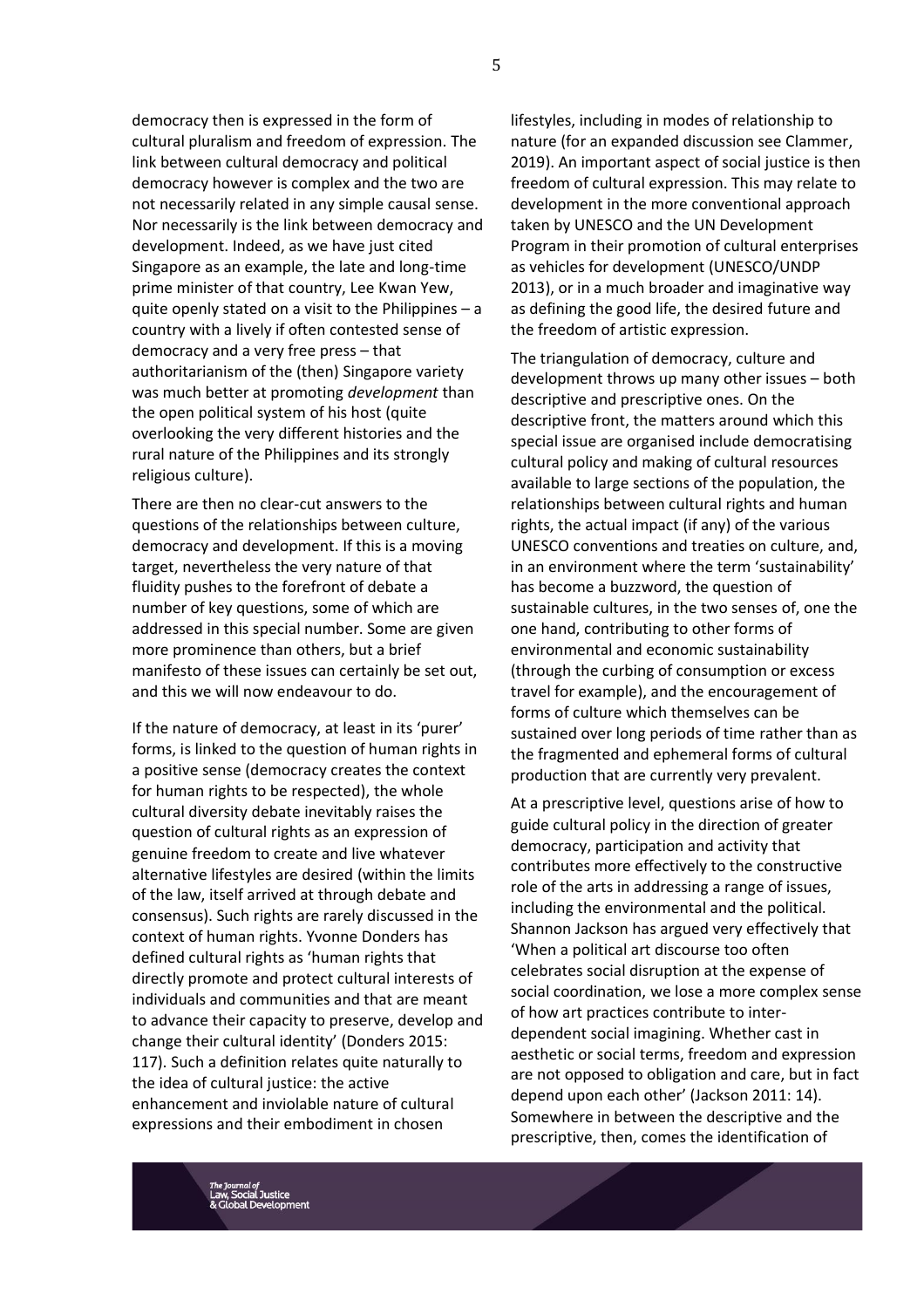democracy then is expressed in the form of cultural pluralism and freedom of expression. The link between cultural democracy and political democracy however is complex and the two are not necessarily related in any simple causal sense. Nor necessarily is the link between democracy and development. Indeed, as we have just cited Singapore as an example, the late and long-time prime minister of that country, Lee Kwan Yew, quite openly stated on a visit to the Philippines – a country with a lively if often contested sense of democracy and a very free press – that authoritarianism of the (then) Singapore variety was much better at promoting *development* than the open political system of his host (quite overlooking the very different histories and the rural nature of the Philippines and its strongly religious culture).

There are then no clear-cut answers to the questions of the relationships between culture, democracy and development. If this is a moving target, nevertheless the very nature of that fluidity pushes to the forefront of debate a number of key questions, some of which are addressed in this special number. Some are given more prominence than others, but a brief manifesto of these issues can certainly be set out, and this we will now endeavour to do.

If the nature of democracy, at least in its 'purer' forms, is linked to the question of human rights in a positive sense (democracy creates the context for human rights to be respected), the whole cultural diversity debate inevitably raises the question of cultural rights as an expression of genuine freedom to create and live whatever alternative lifestyles are desired (within the limits of the law, itself arrived at through debate and consensus). Such rights are rarely discussed in the context of human rights. Yvonne Donders has defined cultural rights as 'human rights that directly promote and protect cultural interests of individuals and communities and that are meant to advance their capacity to preserve, develop and change their cultural identity' (Donders 2015: 117). Such a definition relates quite naturally to the idea of cultural justice: the active enhancement and inviolable nature of cultural expressions and their embodiment in chosen lifestyles, including in modes of relationship to nature (for an expanded discussion see Clammer, 2019). An important aspect of social justice is then freedom of cultural expression. This may relate to development in the more conventional approach taken by UNESCO and the UN Development Program in their promotion of cultural enterprises as vehicles for development (UNESCO/UNDP 2013), or in a much broader and imaginative way as defining the good life, the desired future and the freedom of artistic expression.

The triangulation of democracy, culture and development throws up many other issues – both descriptive and prescriptive ones. On the descriptive front, the matters around which this special issue are organised include democratising cultural policy and making of cultural resources available to large sections of the population, the relationships between cultural rights and human rights, the actual impact (if any) of the various UNESCO conventions and treaties on culture, and, in an environment where the term 'sustainability' has become a buzzword, the question of sustainable cultures, in the two senses of, one the one hand, contributing to other forms of environmental and economic sustainability (through the curbing of consumption or excess travel for example), and the encouragement of forms of culture which themselves can be sustained over long periods of time rather than as the fragmented and ephemeral forms of cultural production that are currently very prevalent.

At a prescriptive level, questions arise of how to guide cultural policy in the direction of greater democracy, participation and activity that contributes more effectively to the constructive role of the arts in addressing a range of issues, including the environmental and the political. Shannon Jackson has argued very effectively that 'When a political art discourse too often celebrates social disruption at the expense of social coordination, we lose a more complex sense of how art practices contribute to inter-dependent social imagining. Whether cast in aesthetic or social terms, freedom and expression are not opposed to obligation and care, but in fact depend upon each other' (Jackson 2011: 14). Somewhere in between the descriptive and the prescriptive, then, comes the identification of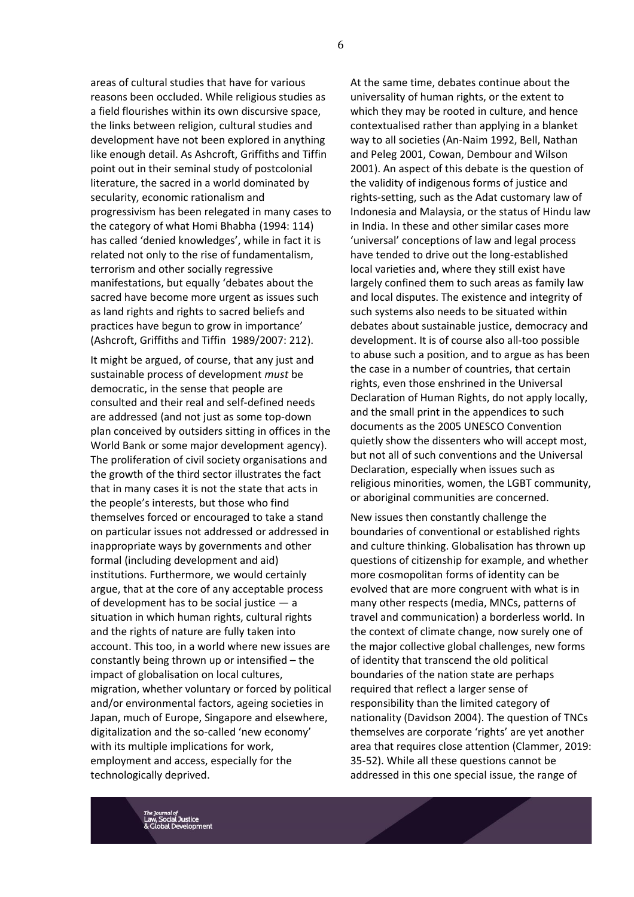areas of cultural studies that have for various reasons been occluded. While religious studies as a field flourishes within its own discursive space, the links between religion, cultural studies and development have not been explored in anything like enough detail. As Ashcroft, Griffiths and Tiffin point out in their seminal study of postcolonial literature, the sacred in a world dominated by secularity, economic rationalism and progressivism has been relegated in many cases to the category of what Homi Bhabha (1994: 114) has called 'denied knowledges', while in fact it is related not only to the rise of fundamentalism, terrorism and other socially regressive manifestations, but equally 'debates about the sacred have become more urgent as issues such as land rights and rights to sacred beliefs and practices have begun to grow in importance' (Ashcroft, Griffiths and Tiffin 1989/2007: 212).

It might be argued, of course, that any just and sustainable process of development *must* be democratic, in the sense that people are consulted and their real and self-defined needs are addressed (and not just as some top-down plan conceived by outsiders sitting in offices in the World Bank or some major development agency). The proliferation of civil society organisations and the growth of the third sector illustrates the fact that in many cases it is not the state that acts in the people's interests, but those who find themselves forced or encouraged to take a stand on particular issues not addressed or addressed in inappropriate ways by governments and other formal (including development and aid) institutions. Furthermore, we would certainly argue, that at the core of any acceptable process of development has to be social justice — a situation in which human rights, cultural rights and the rights of nature are fully taken into account. This too, in a world where new issues are constantly being thrown up or intensified – the impact of globalisation on local cultures, migration, whether voluntary or forced by political and/or environmental factors, ageing societies in Japan, much of Europe, Singapore and elsewhere, digitalization and the so-called 'new economy' with its multiple implications for work, employment and access, especially for the technologically deprived.

At the same time, debates continue about the universality of human rights, or the extent to which they may be rooted in culture, and hence contextualised rather than applying in a blanket way to all societies (An-Naim 1992, Bell, Nathan and Peleg 2001, Cowan, Dembour and Wilson 2001). An aspect of this debate is the question of the validity of indigenous forms of justice and rights-setting, such as the Adat customary law of Indonesia and Malaysia, or the status of Hindu law in India. In these and other similar cases more 'universal' conceptions of law and legal process have tended to drive out the long-established local varieties and, where they still exist have largely confined them to such areas as family law and local disputes. The existence and integrity of such systems also needs to be situated within debates about sustainable justice, democracy and development. It is of course also all-too possible to abuse such a position, and to argue as has been the case in a number of countries, that certain rights, even those enshrined in the Universal Declaration of Human Rights, do not apply locally, and the small print in the appendices to such documents as the 2005 UNESCO Convention quietly show the dissenters who will accept most, but not all of such conventions and the Universal Declaration, especially when issues such as religious minorities, women, the LGBT community, or aboriginal communities are concerned.

New issues then constantly challenge the boundaries of conventional or established rights and culture thinking. Globalisation has thrown up questions of citizenship for example, and whether more cosmopolitan forms of identity can be evolved that are more congruent with what is in many other respects (media, MNCs, patterns of travel and communication) a borderless world. In the context of climate change, now surely one of the major collective global challenges, new forms of identity that transcend the old political boundaries of the nation state are perhaps required that reflect a larger sense of responsibility than the limited category of nationality (Davidson 2004). The question of TNCs themselves are corporate 'rights' are yet another area that requires close attention (Clammer, 2019: 35-52). While all these questions cannot be addressed in this one special issue, the range of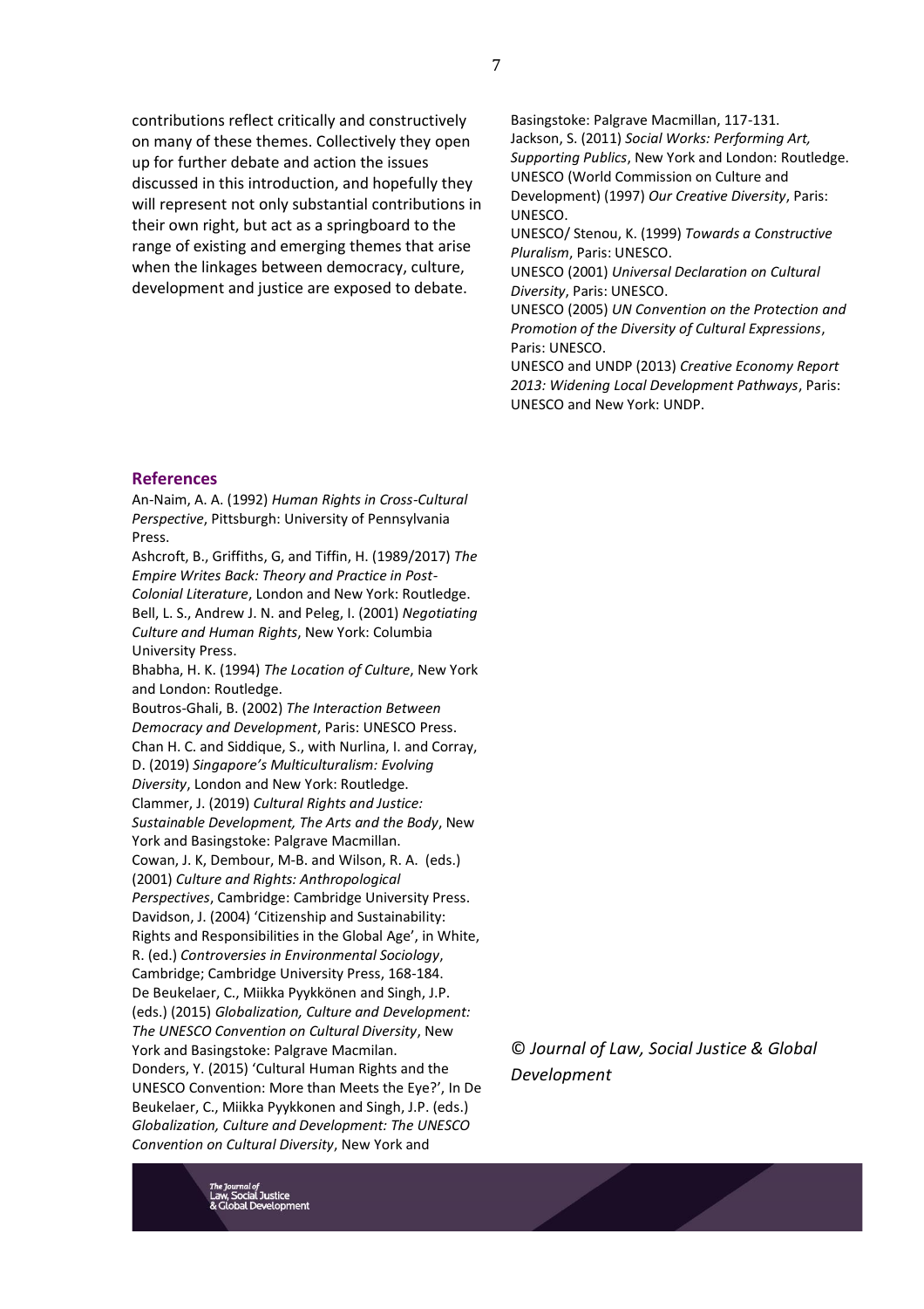contributions reflect critically and constructively on many of these themes. Collectively they open up for further debate and action the issues discussed in this introduction, and hopefully they will represent not only substantial contributions in their own right, but act as a springboard to the range of existing and emerging themes that arise when the linkages between democracy, culture, development and justice are exposed to debate.

### References

An-Naim, A. A. (1992) *Human Rights in Cross-Cultural Perspective*, Pittsburgh: University of Pennsylvania Press.

Ashcroft, B., Griffiths, G, and Tiffin, H. (1989/2017) *The Empire Writes Back: Theory and Practice in Post-Colonial Literature*, London and New York: Routledge.

Bell, L. S., Andrew J. N. and Peleg, I. (2001) *Negotiating Culture and Human Rights*, New York: Columbia University Press.

Bhabha, H. K. (1994) *The Location of Culture*, New York and London: Routledge.

Boutros-Ghali, B. (2002) *The Interaction Between Democracy and Development*, Paris: UNESCO Press.

Chan H. C. and Siddique, S., with Nurlina, I. and Corray, D. (2019) *Singapore's Multiculturalism: Evolving Diversity*, London and New York: Routledge.

Clammer, J. (2019) *Cultural Rights and Justice: Sustainable Development, The Arts and the Body*, New York and Basingstoke: Palgrave Macmillan.

Cowan, J. K, Dembour, M-B. and Wilson, R. A. (eds.) (2001) *Culture and Rights: Anthropological Perspectives*, Cambridge: Cambridge University Press.

Davidson, J. (2004) 'Citizenship and Sustainability: Rights and Responsibilities in the Global Age', in White, R. (ed.) *Controversies in Environmental Sociology*, Cambridge; Cambridge University Press, 168-184.

De Beukelaer, C., Miikka Pyykkönen and Singh, J.P. (eds.) (2015) *Globalization, Culture and Development: The UNESCO Convention on Cultural Diversity*, New York and Basingstoke: Palgrave Macmilan.

Donders, Y. (2015) 'Cultural Human Rights and the UNESCO Convention: More than Meets the Eye?', In De Beukelaer, C., Miikka Pyykkonen and Singh, J.P. (eds.) *Globalization, Culture and Development: The UNESCO Convention on Cultural Diversity*, New York and Basingstoke: Palgrave Macmillan, 117-131.

Jackson, S. (2011) *Social Works: Performing Art, Supporting Publics*, New York and London: Routledge.

UNESCO (World Commission on Culture and Development) (1997) *Our Creative Diversity*, Paris: UNESCO.

UNESCO/ Stenou, K. (1999) *Towards a Constructive Pluralism*, Paris: UNESCO.

UNESCO (2001) *Universal Declaration on Cultural Diversity*, Paris: UNESCO.

UNESCO (2005) *UN Convention on the Protection and Promotion of the Diversity of Cultural Expressions*, Paris: UNESCO.

UNESCO and UNDP (2013) *Creative Economy Report 2013: Widening Local Development Pathways*, Paris: UNESCO and New York: UNDP.

*© Journal of Law, Social Justice & Global Development*